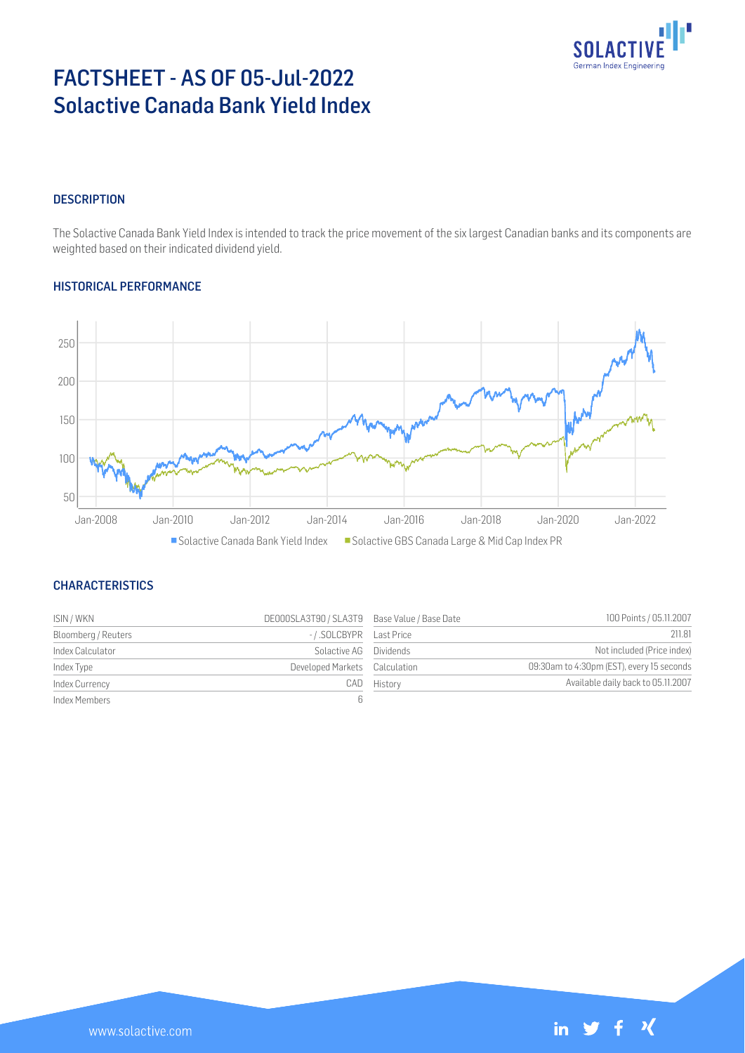# FACTSHEET - AS OF 05-Jul-2022
# Solactive Canada Bank Yield Index

## DESCRIPTION

The Solactive Canada Bank Yield Index is intended to track the price movement of the six largest Canadian banks and its components are weighted based on their indicated dividend yield.

## HISTORICAL PERFORMANCE

■ Solactive Canada Bank Yield Index ■ Solactive GBS Canada Large & Mid Cap Index PR

## CHARACTERISTICS

| | | | |
|---|---|---|---|
| ISIN / WKN | DE000SLA3T90 / SLA3T9 | Base Value / Base Date | 100 Points / 05.11.2007 |
| Bloomberg / Reuters | - / .SOLCBYPR | Last Price | 211.81 |
| Index Calculator | Solactive AG | Dividends | Not included (Price index) |
| Index Type | Developed Markets | Calculation | 09:30am to 4:30pm (EST), every 15 seconds |
| Index Currency | CAD | History | Available daily back to 05.11.2007 |
| Index Members | 6 | | |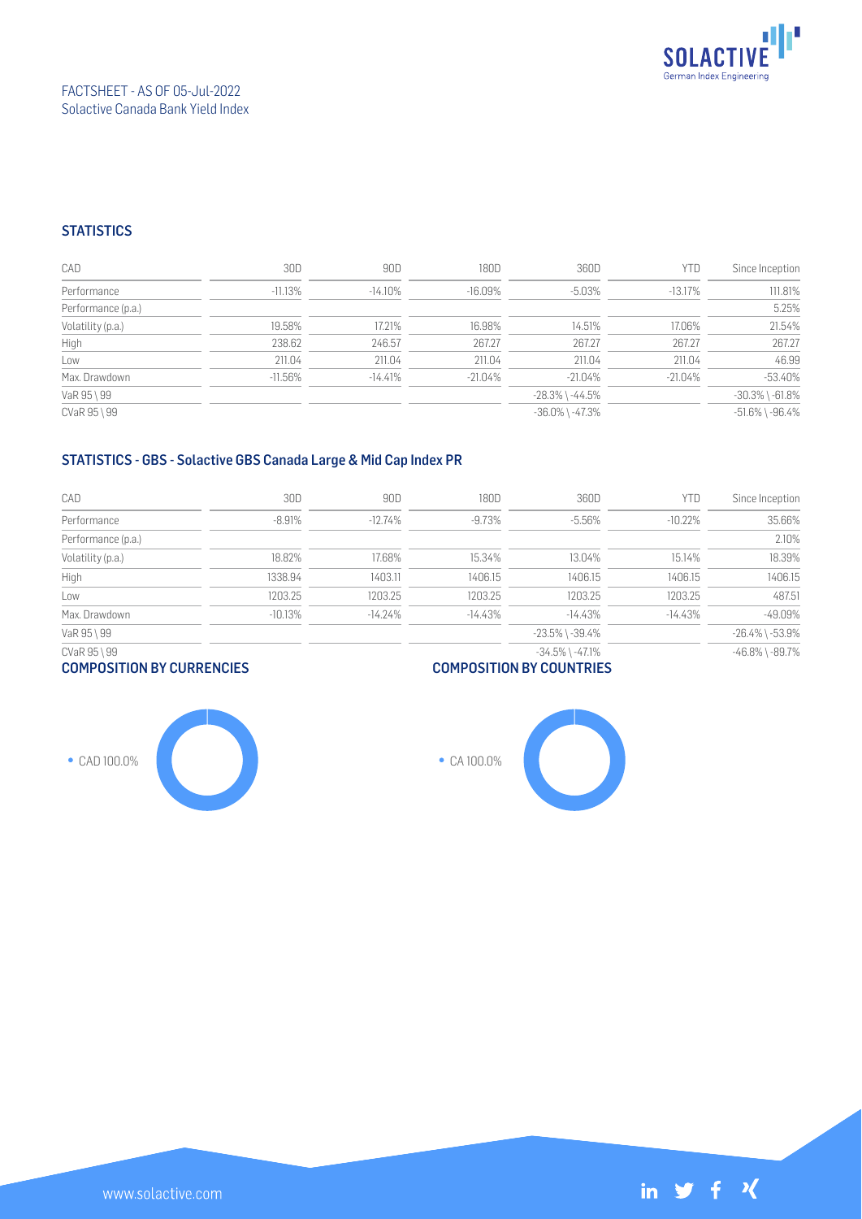FACTSHEET - AS OF 05-Jul-2022
Solactive Canada Bank Yield Index

## STATISTICS

| CAD | 30D | 90D | 180D | 360D | YTD | Since Inception |
|---|---|---|---|---|---|---|
| Performance | -11.13% | -14.10% | -16.09% | -5.03% | -13.17% | 111.81% |
| Performance (p.a.) | | | | | | 5.25% |
| Volatility (p.a.) | 19.58% | 17.21% | 16.98% | 14.51% | 17.06% | 21.54% |
| High | 238.62 | 246.57 | 267.27 | 267.27 | 267.27 | 267.27 |
| Low | 211.04 | 211.04 | 211.04 | 211.04 | 211.04 | 46.99 |
| Max. Drawdown | -11.56% | -14.41% | -21.04% | -21.04% | -21.04% | -53.40% |
| VaR 95 \ 99 | | | | -28.3% \ -44.5% | | -30.3% \ -61.8% |
| CVaR 95 \ 99 | | | | -36.0% \ -47.3% | | -51.6% \ -96.4% |

## STATISTICS - GBS - Solactive GBS Canada Large & Mid Cap Index PR

| CAD | 30D | 90D | 180D | 360D | YTD | Since Inception |
|---|---|---|---|---|---|---|
| Performance | -8.91% | -12.74% | -9.73% | -5.56% | -10.22% | 35.66% |
| Performance (p.a.) | | | | | | 2.10% |
| Volatility (p.a.) | 18.82% | 17.68% | 15.34% | 13.04% | 15.14% | 18.39% |
| High | 1338.94 | 1403.11 | 1406.15 | 1406.15 | 1406.15 | 1406.15 |
| Low | 1203.25 | 1203.25 | 1203.25 | 1203.25 | 1203.25 | 487.51 |
| Max. Drawdown | -10.13% | -14.24% | -14.43% | -14.43% | -14.43% | -49.09% |
| VaR 95 \ 99 | | | | -23.5% \ -39.4% | | -26.4% \ -53.9% |
| CVaR 95 \ 99 | | | | -34.5% \ -47.1% | | -46.8% \ -89.7% |

## COMPOSITION BY CURRENCIES

- CAD 100.0%

## COMPOSITION BY COUNTRIES

- CA 100.0%

www.solactive.com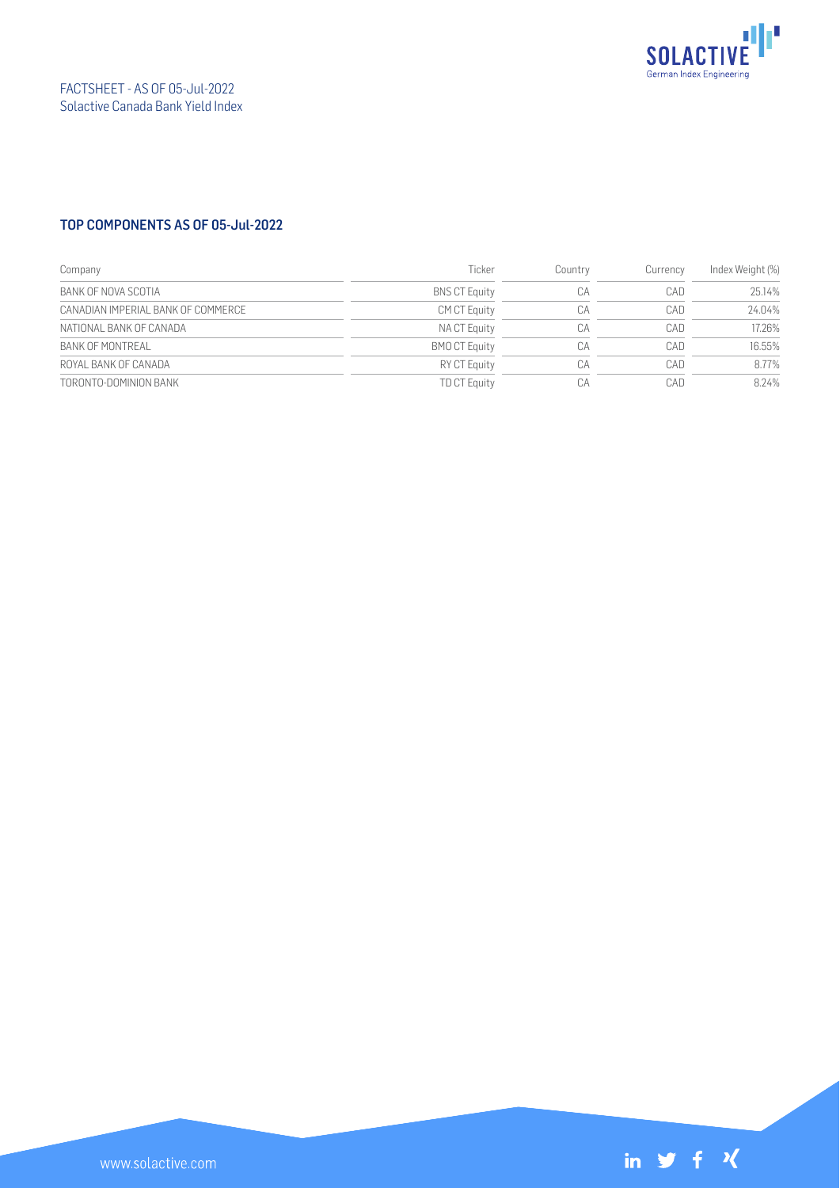## TOP COMPONENTS AS OF 05-Jul-2022

| Company | Ticker | Country | Currency | Index Weight (%) |
| --- | --- | --- | --- | --- |
| BANK OF NOVA SCOTIA | BNS CT Equity | CA | CAD | 25.14% |
| CANADIAN IMPERIAL BANK OF COMMERCE | CM CT Equity | CA | CAD | 24.04% |
| NATIONAL BANK OF CANADA | NA CT Equity | CA | CAD | 17.26% |
| BANK OF MONTREAL | BMO CT Equity | CA | CAD | 16.55% |
| ROYAL BANK OF CANADA | RY CT Equity | CA | CAD | 8.77% |
| TORONTO-DOMINION BANK | TD CT Equity | CA | CAD | 8.24% |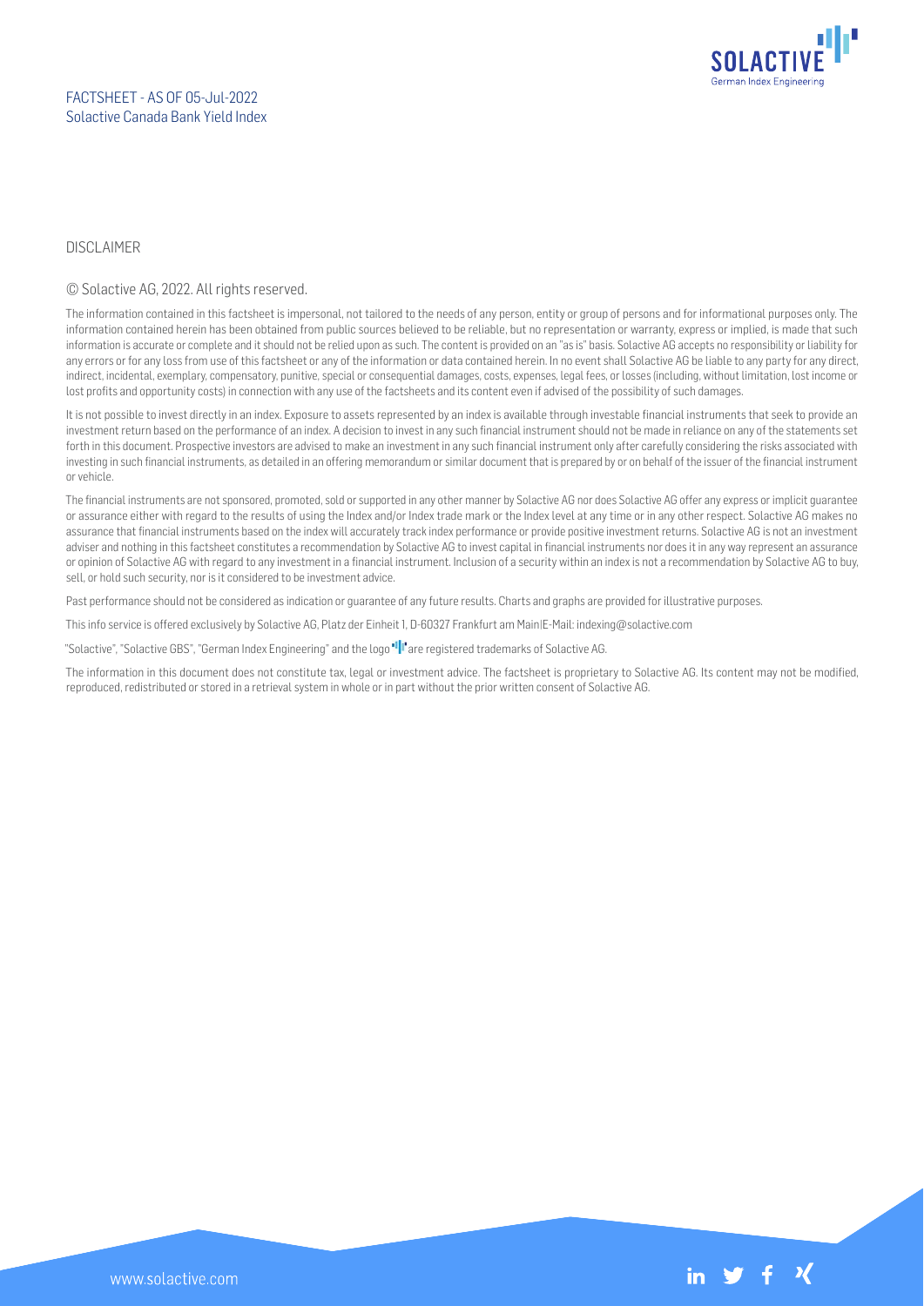DISCLAIMER

© Solactive AG, 2022. All rights reserved.

The information contained in this factsheet is impersonal, not tailored to the needs of any person, entity or group of persons and for informational purposes only. The information contained herein has been obtained from public sources believed to be reliable, but no representation or warranty, express or implied, is made that such information is accurate or complete and it should not be relied upon as such. The content is provided on an "as is" basis. Solactive AG accepts no responsibility or liability for any errors or for any loss from use of this factsheet or any of the information or data contained herein. In no event shall Solactive AG be liable to any party for any direct, indirect, incidental, exemplary, compensatory, punitive, special or consequential damages, costs, expenses, legal fees, or losses (including, without limitation, lost income or lost profits and opportunity costs) in connection with any use of the factsheets and its content even if advised of the possibility of such damages.

It is not possible to invest directly in an index. Exposure to assets represented by an index is available through investable financial instruments that seek to provide an investment return based on the performance of an index. A decision to invest in any such financial instrument should not be made in reliance on any of the statements set forth in this document. Prospective investors are advised to make an investment in any such financial instrument only after carefully considering the risks associated with investing in such financial instruments, as detailed in an offering memorandum or similar document that is prepared by or on behalf of the issuer of the financial instrument or vehicle.

The financial instruments are not sponsored, promoted, sold or supported in any other manner by Solactive AG nor does Solactive AG offer any express or implicit guarantee or assurance either with regard to the results of using the Index and/or Index trade mark or the Index level at any time or in any other respect. Solactive AG makes no assurance that financial instruments based on the index will accurately track index performance or provide positive investment returns. Solactive AG is not an investment adviser and nothing in this factsheet constitutes a recommendation by Solactive AG to invest capital in financial instruments nor does it in any way represent an assurance or opinion of Solactive AG with regard to any investment in a financial instrument. Inclusion of a security within an index is not a recommendation by Solactive AG to buy, sell, or hold such security, nor is it considered to be investment advice.

Past performance should not be considered as indication or guarantee of any future results. Charts and graphs are provided for illustrative purposes.

This info service is offered exclusively by Solactive AG, Platz der Einheit 1, D-60327 Frankfurt am Main|E-Mail: indexing@solactive.com

"Solactive", "Solactive GBS", "German Index Engineering" and the logo are registered trademarks of Solactive AG.

The information in this document does not constitute tax, legal or investment advice. The factsheet is proprietary to Solactive AG. Its content may not be modified, reproduced, redistributed or stored in a retrieval system in whole or in part without the prior written consent of Solactive AG.